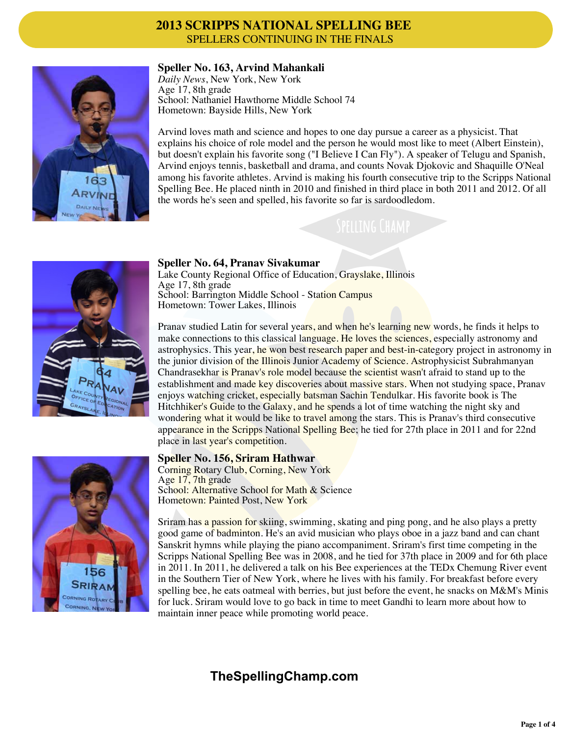# 2013 SCRIPPS NATIONAL SPELLING BEE

## SPELLERS CONTINUING IN THE FINALS

### Speller No. 163, Arvind Mahankali

*Daily News*, New York, New York
Age 17, 8th grade
School: Nathaniel Hawthorne Middle School 74
Hometown: Bayside Hills, New York

Arvind loves math and science and hopes to one day pursue a career as a physicist. That explains his choice of role model and the person he would most like to meet (Albert Einstein), but doesn't explain his favorite song ("I Believe I Can Fly"). A speaker of Telugu and Spanish, Arvind enjoys tennis, basketball and drama, and counts Novak Djokovic and Shaquille O'Neal among his favorite athletes. Arvind is making his fourth consecutive trip to the Scripps National Spelling Bee. He placed ninth in 2010 and finished in third place in both 2011 and 2012. Of all the words he's seen and spelled, his favorite so far is sardoodledom.

### Speller No. 64, Pranav Sivakumar

Lake County Regional Office of Education, Grayslake, Illinois
Age 17, 8th grade
School: Barrington Middle School - Station Campus
Hometown: Tower Lakes, Illinois

Pranav studied Latin for several years, and when he's learning new words, he finds it helps to make connections to this classical language. He loves the sciences, especially astronomy and astrophysics. This year, he won best research paper and best-in-category project in astronomy in the junior division of the Illinois Junior Academy of Science. Astrophysicist Subrahmanyan Chandrasekhar is Pranav's role model because the scientist wasn't afraid to stand up to the establishment and made key discoveries about massive stars. When not studying space, Pranav enjoys watching cricket, especially batsman Sachin Tendulkar. His favorite book is The Hitchhiker's Guide to the Galaxy, and he spends a lot of time watching the night sky and wondering what it would be like to travel among the stars. This is Pranav's third consecutive appearance in the Scripps National Spelling Bee; he tied for 27th place in 2011 and for 22nd place in last year's competition.

### Speller No. 156, Sriram Hathwar

Corning Rotary Club, Corning, New York
Age 17, 7th grade
School: Alternative School for Math & Science
Hometown: Painted Post, New York

Sriram has a passion for skiing, swimming, skating and ping pong, and he also plays a pretty good game of badminton. He's an avid musician who plays oboe in a jazz band and can chant Sanskrit hymns while playing the piano accompaniment. Sriram's first time competing in the Scripps National Spelling Bee was in 2008, and he tied for 37th place in 2009 and for 6th place in 2011. In 2011, he delivered a talk on his Bee experiences at the TEDx Chemung River event in the Southern Tier of New York, where he lives with his family. For breakfast before every spelling bee, he eats oatmeal with berries, but just before the event, he snacks on M&M's Minis for luck. Sriram would love to go back in time to meet Gandhi to learn more about how to maintain inner peace while promoting world peace.

**TheSpellingChamp.com**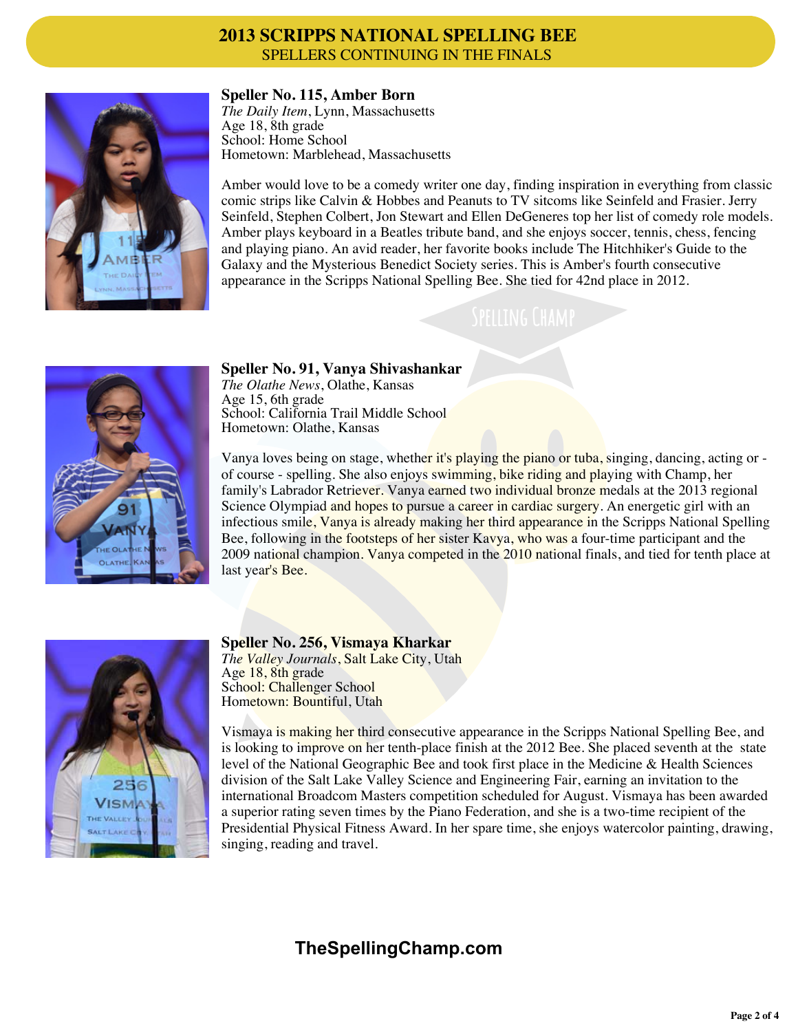# 2013 SCRIPPS NATIONAL SPELLING BEE

SPELLERS CONTINUING IN THE FINALS

## Speller No. 115, Amber Born

*The Daily Item*, Lynn, Massachusetts
Age 18, 8th grade
School: Home School
Hometown: Marblehead, Massachusetts

Amber would love to be a comedy writer one day, finding inspiration in everything from classic comic strips like Calvin & Hobbes and Peanuts to TV sitcoms like Seinfeld and Frasier. Jerry Seinfeld, Stephen Colbert, Jon Stewart and Ellen DeGeneres top her list of comedy role models. Amber plays keyboard in a Beatles tribute band, and she enjoys soccer, tennis, chess, fencing and playing piano. An avid reader, her favorite books include The Hitchhiker's Guide to the Galaxy and the Mysterious Benedict Society series. This is Amber's fourth consecutive appearance in the Scripps National Spelling Bee. She tied for 42nd place in 2012.

## Speller No. 91, Vanya Shivashankar

*The Olathe News*, Olathe, Kansas
Age 15, 6th grade
School: California Trail Middle School
Hometown: Olathe, Kansas

Vanya loves being on stage, whether it's playing the piano or tuba, singing, dancing, acting or - of course - spelling. She also enjoys swimming, bike riding and playing with Champ, her family's Labrador Retriever. Vanya earned two individual bronze medals at the 2013 regional Science Olympiad and hopes to pursue a career in cardiac surgery. An energetic girl with an infectious smile, Vanya is already making her third appearance in the Scripps National Spelling Bee, following in the footsteps of her sister Kavya, who was a four-time participant and the 2009 national champion. Vanya competed in the 2010 national finals, and tied for tenth place at last year's Bee.

## Speller No. 256, Vismaya Kharkar

*The Valley Journals*, Salt Lake City, Utah
Age 18, 8th grade
School: Challenger School
Hometown: Bountiful, Utah

Vismaya is making her third consecutive appearance in the Scripps National Spelling Bee, and is looking to improve on her tenth-place finish at the 2012 Bee. She placed seventh at the state level of the National Geographic Bee and took first place in the Medicine & Health Sciences division of the Salt Lake Valley Science and Engineering Fair, earning an invitation to the international Broadcom Masters competition scheduled for August. Vismaya has been awarded a superior rating seven times by the Piano Federation, and she is a two-time recipient of the Presidential Physical Fitness Award. In her spare time, she enjoys watercolor painting, drawing, singing, reading and travel.

**TheSpellingChamp.com**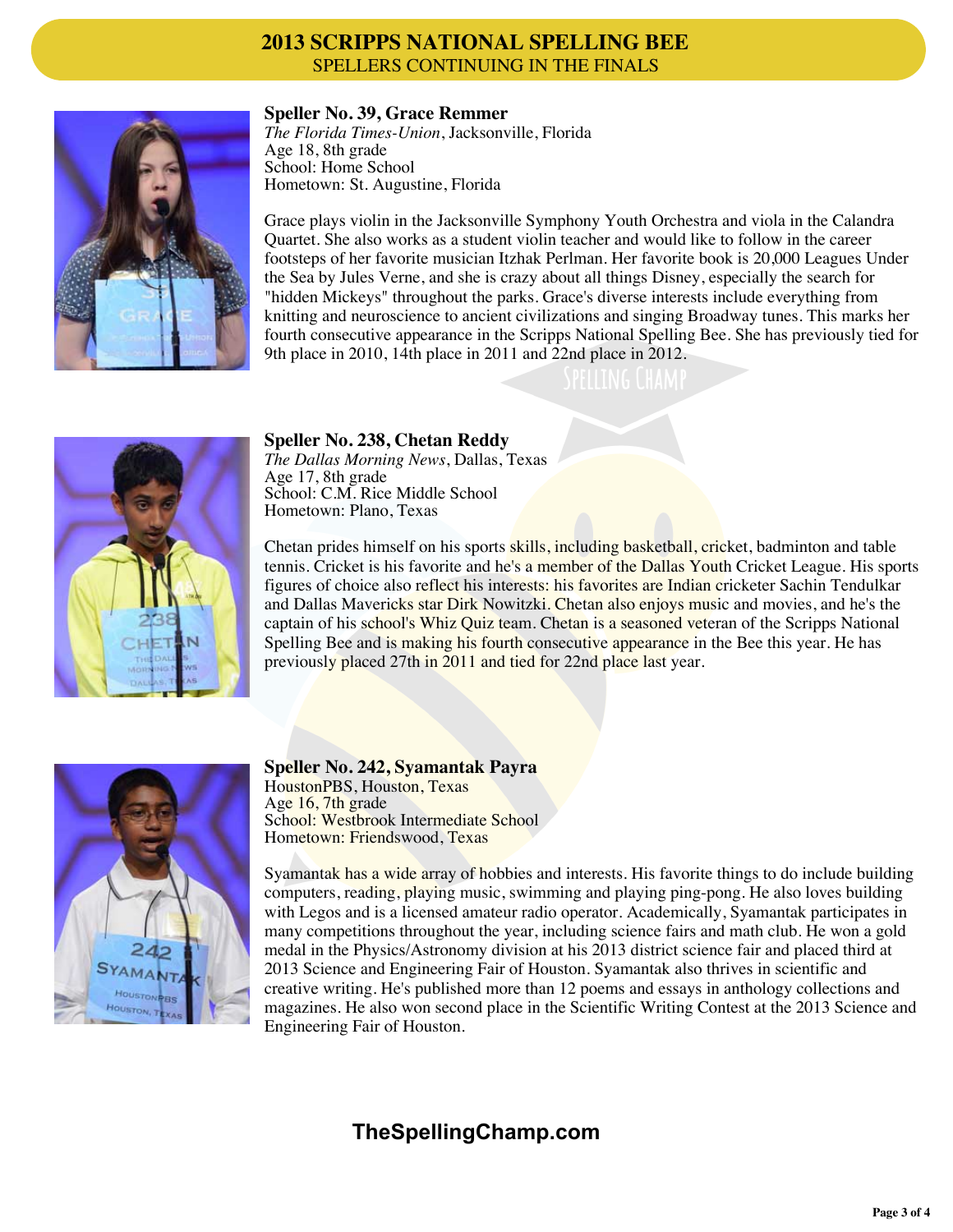# 2013 SCRIPPS NATIONAL SPELLING BEE

## SPELLERS CONTINUING IN THE FINALS

### Speller No. 39, Grace Remmer

*The Florida Times-Union*, Jacksonville, Florida
Age 18, 8th grade
School: Home School
Hometown: St. Augustine, Florida

Grace plays violin in the Jacksonville Symphony Youth Orchestra and viola in the Calandra Quartet. She also works as a student violin teacher and would like to follow in the career footsteps of her favorite musician Itzhak Perlman. Her favorite book is 20,000 Leagues Under the Sea by Jules Verne, and she is crazy about all things Disney, especially the search for "hidden Mickeys" throughout the parks. Grace's diverse interests include everything from knitting and neuroscience to ancient civilizations and singing Broadway tunes. This marks her fourth consecutive appearance in the Scripps National Spelling Bee. She has previously tied for 9th place in 2010, 14th place in 2011 and 22nd place in 2012.

### Speller No. 238, Chetan Reddy

*The Dallas Morning News*, Dallas, Texas
Age 17, 8th grade
School: C.M. Rice Middle School
Hometown: Plano, Texas

Chetan prides himself on his sports skills, including basketball, cricket, badminton and table tennis. Cricket is his favorite and he's a member of the Dallas Youth Cricket League. His sports figures of choice also reflect his interests: his favorites are Indian cricketer Sachin Tendulkar and Dallas Mavericks star Dirk Nowitzki. Chetan also enjoys music and movies, and he's the captain of his school's Whiz Quiz team. Chetan is a seasoned veteran of the Scripps National Spelling Bee and is making his fourth consecutive appearance in the Bee this year. He has previously placed 27th in 2011 and tied for 22nd place last year.

### Speller No. 242, Syamantak Payra

HoustonPBS, Houston, Texas
Age 16, 7th grade
School: Westbrook Intermediate School
Hometown: Friendswood, Texas

Syamantak has a wide array of hobbies and interests. His favorite things to do include building computers, reading, playing music, swimming and playing ping-pong. He also loves building with Legos and is a licensed amateur radio operator. Academically, Syamantak participates in many competitions throughout the year, including science fairs and math club. He won a gold medal in the Physics/Astronomy division at his 2013 district science fair and placed third at 2013 Science and Engineering Fair of Houston. Syamantak also thrives in scientific and creative writing. He's published more than 12 poems and essays in anthology collections and magazines. He also won second place in the Scientific Writing Contest at the 2013 Science and Engineering Fair of Houston.

**TheSpellingChamp.com**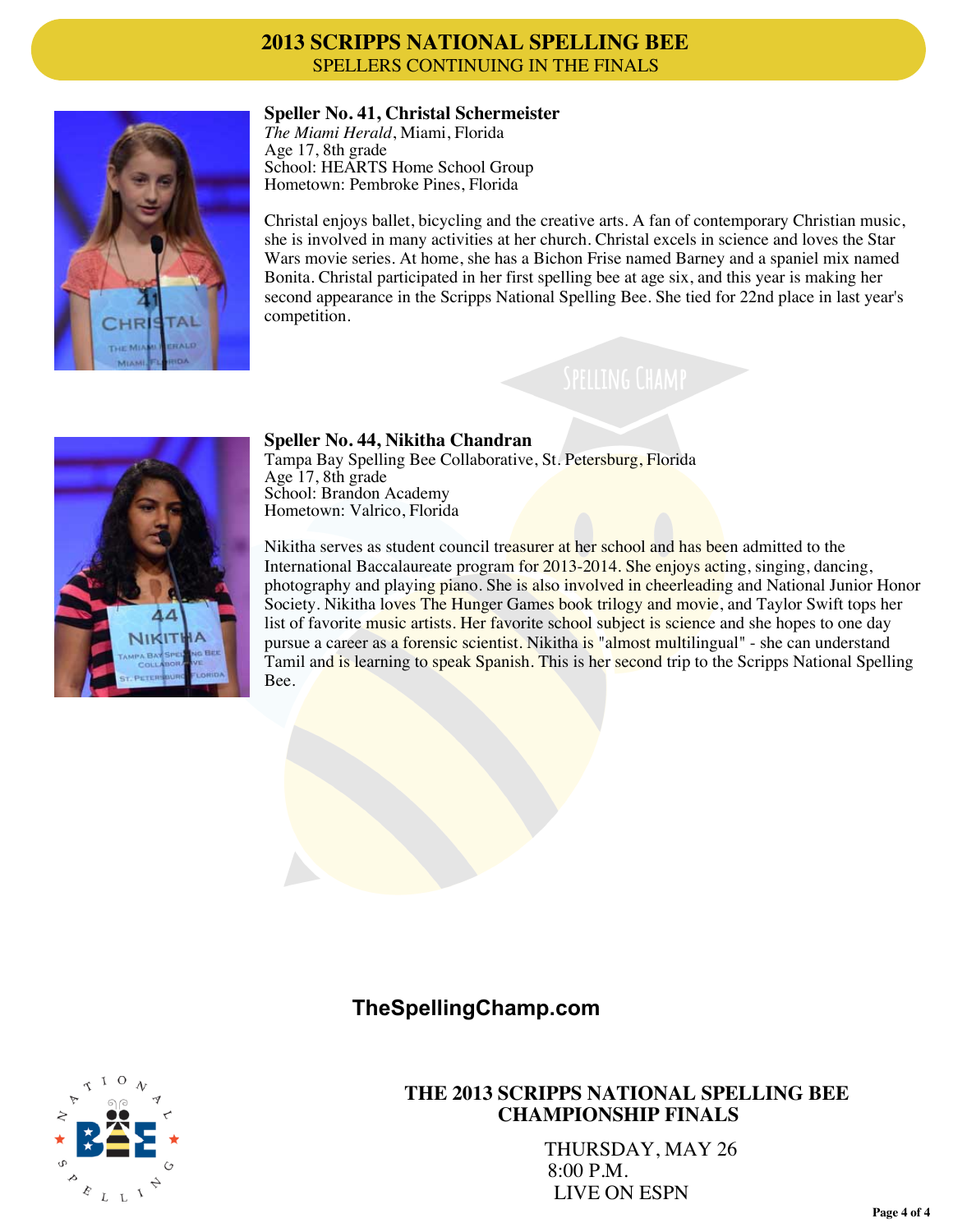# 2013 SCRIPPS NATIONAL SPELLING BEE
## SPELLERS CONTINUING IN THE FINALS

**Speller No. 41, Christal Schermeister**
*The Miami Herald*, Miami, Florida
Age 17, 8th grade
School: HEARTS Home School Group
Hometown: Pembroke Pines, Florida

Christal enjoys ballet, bicycling and the creative arts. A fan of contemporary Christian music, she is involved in many activities at her church. Christal excels in science and loves the Star Wars movie series. At home, she has a Bichon Frise named Barney and a spaniel mix named Bonita. Christal participated in her first spelling bee at age six, and this year is making her second appearance in the Scripps National Spelling Bee. She tied for 22nd place in last year's competition.

**Speller No. 44, Nikitha Chandran**
Tampa Bay Spelling Bee Collaborative, St. Petersburg, Florida
Age 17, 8th grade
School: Brandon Academy
Hometown: Valrico, Florida

Nikitha serves as student council treasurer at her school and has been admitted to the International Baccalaureate program for 2013-2014. She enjoys acting, singing, dancing, photography and playing piano. She is also involved in cheerleading and National Junior Honor Society. Nikitha loves The Hunger Games book trilogy and movie, and Taylor Swift tops her list of favorite music artists. Her favorite school subject is science and she hopes to one day pursue a career as a forensic scientist. Nikitha is "almost multilingual" - she can understand Tamil and is learning to speak Spanish. This is her second trip to the Scripps National Spelling Bee.

**TheSpellingChamp.com**

**THE 2013 SCRIPPS NATIONAL SPELLING BEE CHAMPIONSHIP FINALS**

THURSDAY, MAY 26
8:00 P.M.
LIVE ON ESPN